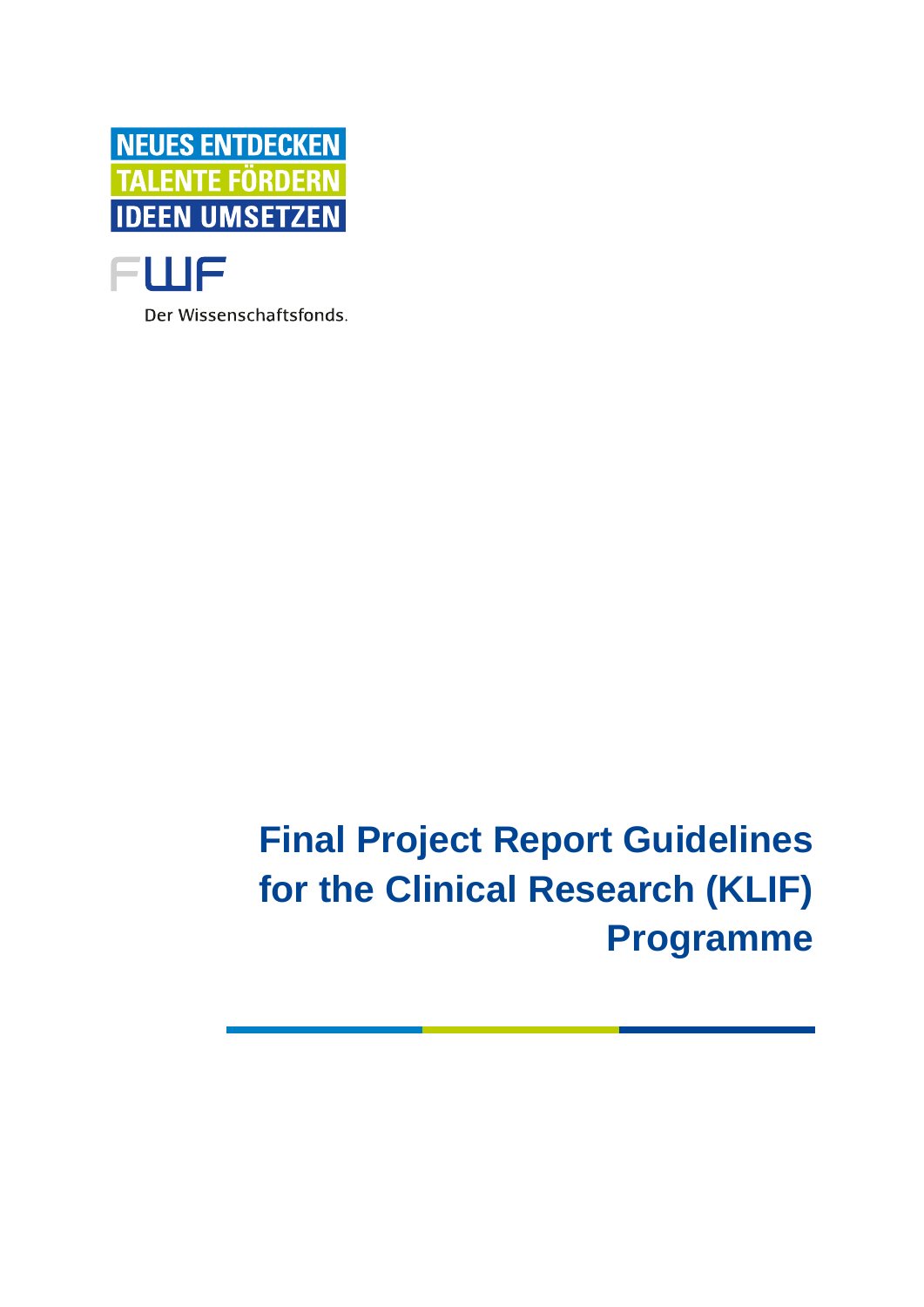NEUES ENTDECKEN
TALENTE FÖRDERN
IDEEN UMSETZEN

FWF

Der Wissenschaftsfonds.

# Final Project Report Guidelines for the Clinical Research (KLIF) Programme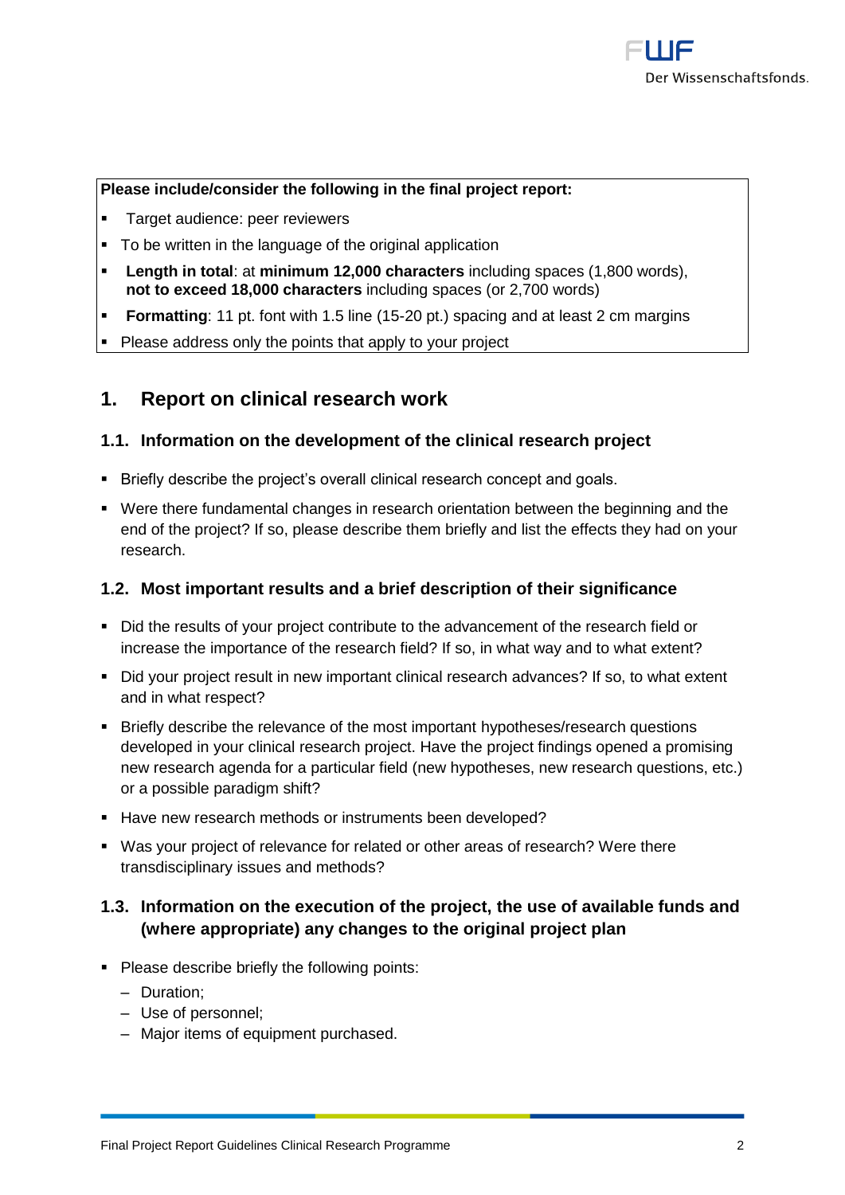**Please include/consider the following in the final project report:**

- Target audience: peer reviewers
- To be written in the language of the original application
- **Length in total**: at **minimum 12,000 characters** including spaces (1,800 words), **not to exceed 18,000 characters** including spaces (or 2,700 words)
- **Formatting**: 11 pt. font with 1.5 line (15-20 pt.) spacing and at least 2 cm margins
- Please address only the points that apply to your project

## 1. Report on clinical research work

### 1.1. Information on the development of the clinical research project

- Briefly describe the project's overall clinical research concept and goals.
- Were there fundamental changes in research orientation between the beginning and the end of the project? If so, please describe them briefly and list the effects they had on your research.

### 1.2. Most important results and a brief description of their significance

- Did the results of your project contribute to the advancement of the research field or increase the importance of the research field? If so, in what way and to what extent?
- Did your project result in new important clinical research advances? If so, to what extent and in what respect?
- Briefly describe the relevance of the most important hypotheses/research questions developed in your clinical research project. Have the project findings opened a promising new research agenda for a particular field (new hypotheses, new research questions, etc.) or a possible paradigm shift?
- Have new research methods or instruments been developed?
- Was your project of relevance for related or other areas of research? Were there transdisciplinary issues and methods?

### 1.3. Information on the execution of the project, the use of available funds and (where appropriate) any changes to the original project plan

- Please describe briefly the following points:
  - Duration;
  - Use of personnel;
  - Major items of equipment purchased.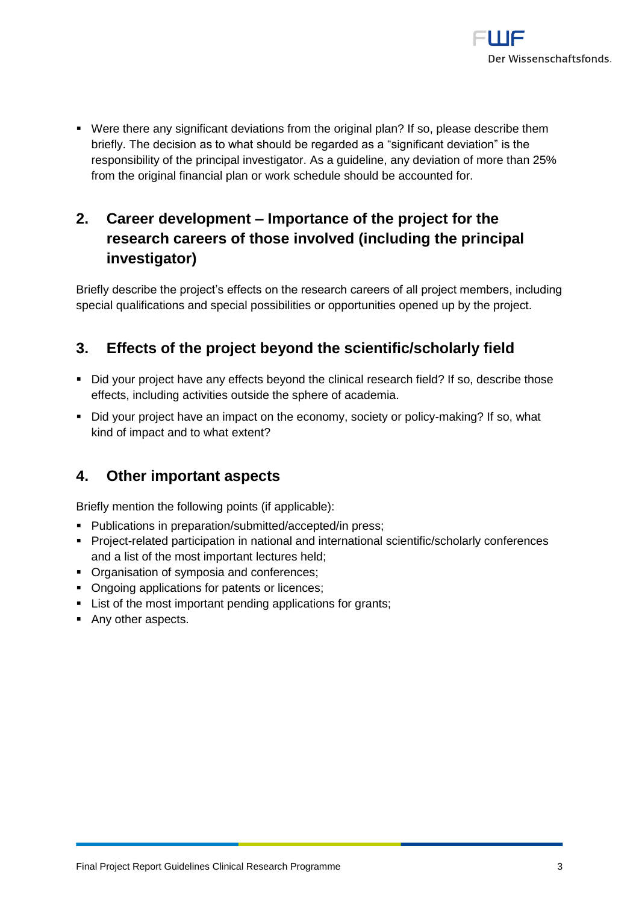- Were there any significant deviations from the original plan? If so, please describe them briefly. The decision as to what should be regarded as a "significant deviation" is the responsibility of the principal investigator. As a guideline, any deviation of more than 25% from the original financial plan or work schedule should be accounted for.

## 2. Career development – Importance of the project for the research careers of those involved (including the principal investigator)

Briefly describe the project's effects on the research careers of all project members, including special qualifications and special possibilities or opportunities opened up by the project.

## 3. Effects of the project beyond the scientific/scholarly field

- Did your project have any effects beyond the clinical research field? If so, describe those effects, including activities outside the sphere of academia.
- Did your project have an impact on the economy, society or policy-making? If so, what kind of impact and to what extent?

## 4. Other important aspects

Briefly mention the following points (if applicable):

- Publications in preparation/submitted/accepted/in press;
- Project-related participation in national and international scientific/scholarly conferences and a list of the most important lectures held;
- Organisation of symposia and conferences;
- Ongoing applications for patents or licences;
- List of the most important pending applications for grants;
- Any other aspects.